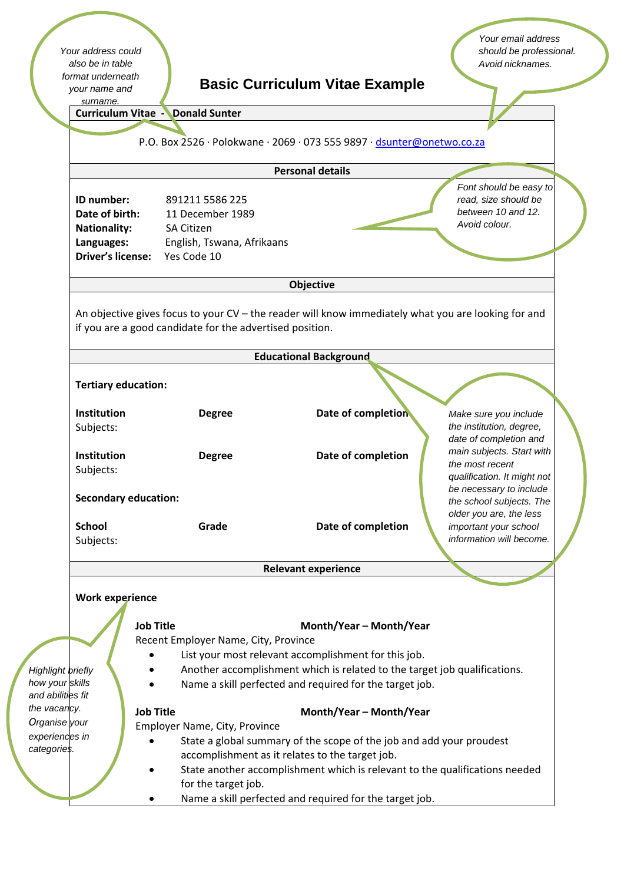# Basic Curriculum Vitae Example

*Your address could also be in table format underneath your name and surname.*

*Your email address should be professional. Avoid nicknames.*

**Curriculum Vitae - Donald Sunter**

P.O. Box 2526 · Polokwane · 2069 · 073 555 9897 · dsunter@onetwo.co.za

## Personal details

*Font should be easy to read, size should be between 10 and 12. Avoid colour.*

| | |
|---|---|
| **ID number:** | 891211 5586 225 |
| **Date of birth:** | 11 December 1989 |
| **Nationality:** | SA Citizen |
| **Languages:** | English, Tswana, Afrikaans |
| **Driver's license:** | Yes Code 10 |

## Objective

An objective gives focus to your CV – the reader will know immediately what you are looking for and if you are a good candidate for the advertised position.

## Educational Background

*Make sure you include the institution, degree, date of completion and main subjects. Start with the most recent qualification. It might not be necessary to include the school subjects. The older you are, the less important your school information will become.*

**Tertiary education:**

| **Institution** | **Degree** | **Date of completion** |
|---|---|---|
| Subjects: | | |
| **Institution** | **Degree** | **Date of completion** |
| Subjects: | | |

**Secondary education:**

| **School** | **Grade** | **Date of completion** |
|---|---|---|
| Subjects: | | |

## Relevant experience

*Highlight briefly how your skills and abilities fit the vacancy. Organise your experiences in categories.*

**Work experience**

**Job Title** **Month/Year – Month/Year**

Recent Employer Name, City, Province

- List your most relevant accomplishment for this job.
- Another accomplishment which is related to the target job qualifications.
- Name a skill perfected and required for the target job.

**Job Title** **Month/Year – Month/Year**

Employer Name, City, Province

- State a global summary of the scope of the job and add your proudest accomplishment as it relates to the target job.
- State another accomplishment which is relevant to the qualifications needed for the target job.
- Name a skill perfected and required for the target job.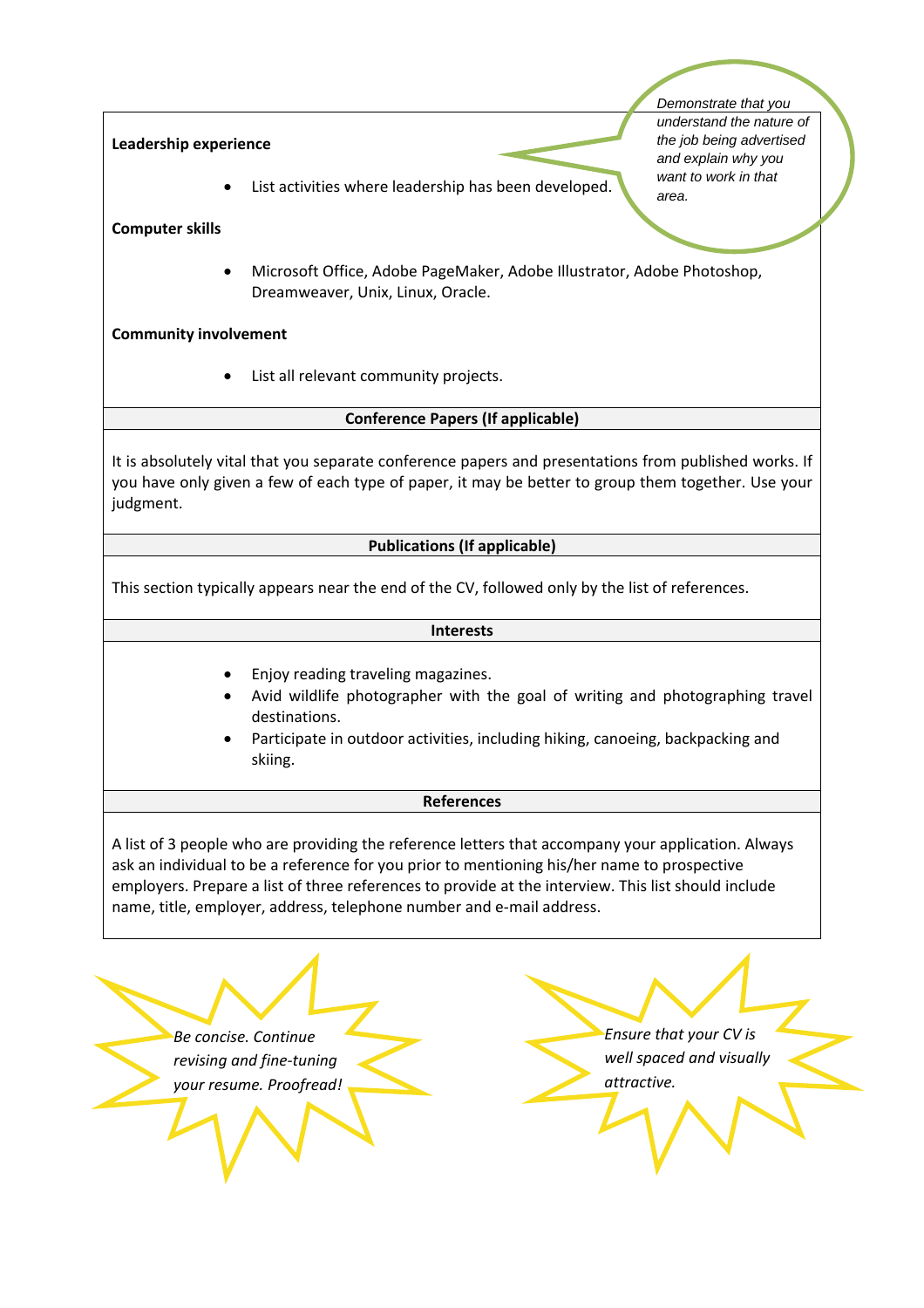**Leadership experience**

- List activities where leadership has been developed.

*Demonstrate that you understand the nature of the job being advertised and explain why you want to work in that area.*

**Computer skills**

- Microsoft Office, Adobe PageMaker, Adobe Illustrator, Adobe Photoshop, Dreamweaver, Unix, Linux, Oracle.

**Community involvement**

- List all relevant community projects.

**Conference Papers (If applicable)**

It is absolutely vital that you separate conference papers and presentations from published works. If you have only given a few of each type of paper, it may be better to group them together. Use your judgment.

**Publications (If applicable)**

This section typically appears near the end of the CV, followed only by the list of references.

**Interests**

- Enjoy reading traveling magazines.
- Avid wildlife photographer with the goal of writing and photographing travel destinations.
- Participate in outdoor activities, including hiking, canoeing, backpacking and skiing.

**References**

A list of 3 people who are providing the reference letters that accompany your application. Always ask an individual to be a reference for you prior to mentioning his/her name to prospective employers. Prepare a list of three references to provide at the interview. This list should include name, title, employer, address, telephone number and e-mail address.

*Be concise. Continue revising and fine-tuning your resume. Proofread!*

*Ensure that your CV is well spaced and visually attractive.*